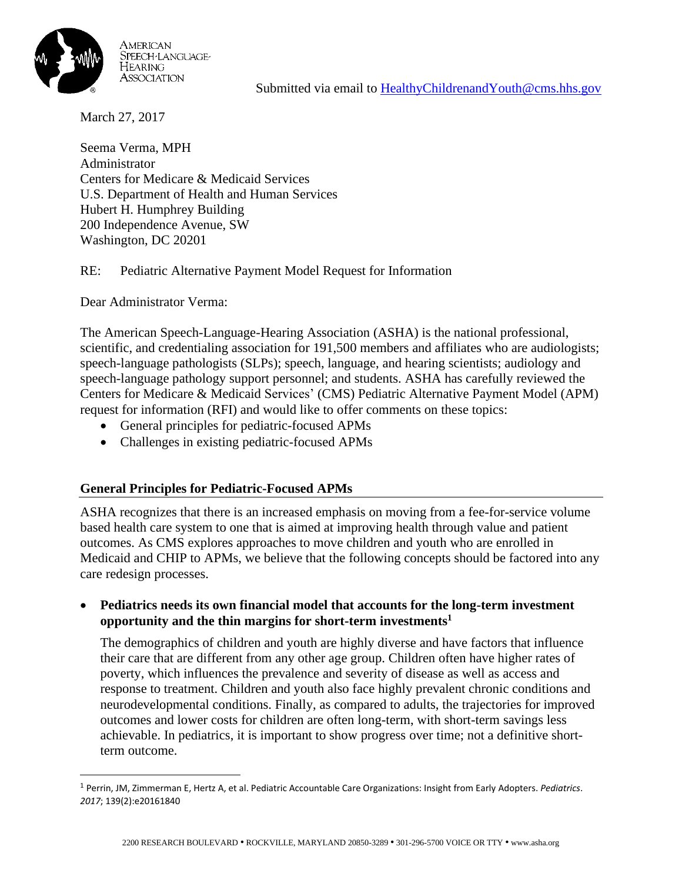AMERICAN SPEECH-LANGUAGE-HEARING ASSOCIATION

Submitted via email to HealthyChildrenandYouth@cms.hhs.gov

March 27, 2017

Seema Verma, MPH
Administrator
Centers for Medicare & Medicaid Services
U.S. Department of Health and Human Services
Hubert H. Humphrey Building
200 Independence Avenue, SW
Washington, DC 20201

RE: Pediatric Alternative Payment Model Request for Information

Dear Administrator Verma:

The American Speech-Language-Hearing Association (ASHA) is the national professional, scientific, and credentialing association for 191,500 members and affiliates who are audiologists; speech-language pathologists (SLPs); speech, language, and hearing scientists; audiology and speech-language pathology support personnel; and students. ASHA has carefully reviewed the Centers for Medicare & Medicaid Services' (CMS) Pediatric Alternative Payment Model (APM) request for information (RFI) and would like to offer comments on these topics:

- General principles for pediatric-focused APMs
- Challenges in existing pediatric-focused APMs

## General Principles for Pediatric-Focused APMs

ASHA recognizes that there is an increased emphasis on moving from a fee-for-service volume based health care system to one that is aimed at improving health through value and patient outcomes. As CMS explores approaches to move children and youth who are enrolled in Medicaid and CHIP to APMs, we believe that the following concepts should be factored into any care redesign processes.

- **Pediatrics needs its own financial model that accounts for the long-term investment opportunity and the thin margins for short-term investments[1]**

  The demographics of children and youth are highly diverse and have factors that influence their care that are different from any other age group. Children often have higher rates of poverty, which influences the prevalence and severity of disease as well as access and response to treatment. Children and youth also face highly prevalent chronic conditions and neurodevelopmental conditions. Finally, as compared to adults, the trajectories for improved outcomes and lower costs for children are often long-term, with short-term savings less achievable. In pediatrics, it is important to show progress over time; not a definitive short-term outcome.

[1] Perrin, JM, Zimmerman E, Hertz A, et al. Pediatric Accountable Care Organizations: Insight from Early Adopters. *Pediatrics*. *2017*; 139(2):e20161840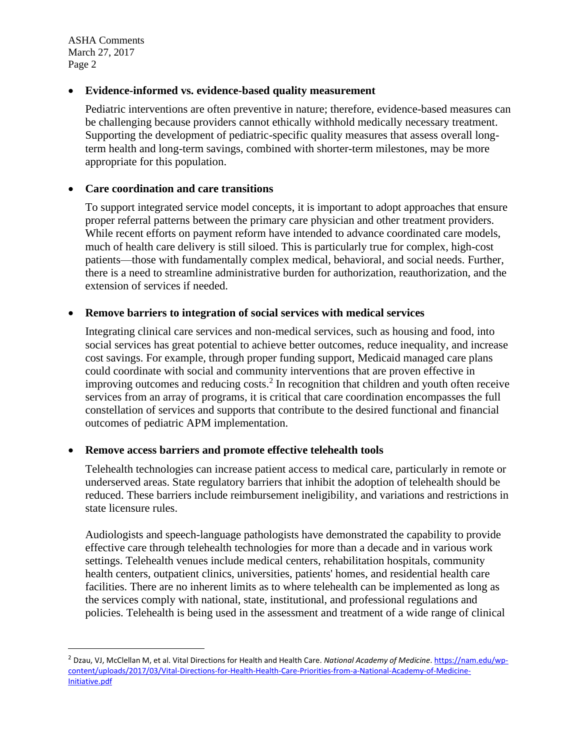- **Evidence-informed vs. evidence-based quality measurement**

  Pediatric interventions are often preventive in nature; therefore, evidence-based measures can be challenging because providers cannot ethically withhold medically necessary treatment. Supporting the development of pediatric-specific quality measures that assess overall long-term health and long-term savings, combined with shorter-term milestones, may be more appropriate for this population.

- **Care coordination and care transitions**

  To support integrated service model concepts, it is important to adopt approaches that ensure proper referral patterns between the primary care physician and other treatment providers. While recent efforts on payment reform have intended to advance coordinated care models, much of health care delivery is still siloed. This is particularly true for complex, high-cost patients—those with fundamentally complex medical, behavioral, and social needs. Further, there is a need to streamline administrative burden for authorization, reauthorization, and the extension of services if needed.

- **Remove barriers to integration of social services with medical services**

  Integrating clinical care services and non-medical services, such as housing and food, into social services has great potential to achieve better outcomes, reduce inequality, and increase cost savings. For example, through proper funding support, Medicaid managed care plans could coordinate with social and community interventions that are proven effective in improving outcomes and reducing costs.[2] In recognition that children and youth often receive services from an array of programs, it is critical that care coordination encompasses the full constellation of services and supports that contribute to the desired functional and financial outcomes of pediatric APM implementation.

- **Remove access barriers and promote effective telehealth tools**

  Telehealth technologies can increase patient access to medical care, particularly in remote or underserved areas. State regulatory barriers that inhibit the adoption of telehealth should be reduced. These barriers include reimbursement ineligibility, and variations and restrictions in state licensure rules.

  Audiologists and speech-language pathologists have demonstrated the capability to provide effective care through telehealth technologies for more than a decade and in various work settings. Telehealth venues include medical centers, rehabilitation hospitals, community health centers, outpatient clinics, universities, patients' homes, and residential health care facilities. There are no inherent limits as to where telehealth can be implemented as long as the services comply with national, state, institutional, and professional regulations and policies. Telehealth is being used in the assessment and treatment of a wide range of clinical

---

[2] Dzau, VJ, McClellan M, et al. Vital Directions for Health and Health Care. *National Academy of Medicine*. https://nam.edu/wp-content/uploads/2017/03/Vital-Directions-for-Health-Health-Care-Priorities-from-a-National-Academy-of-Medicine-Initiative.pdf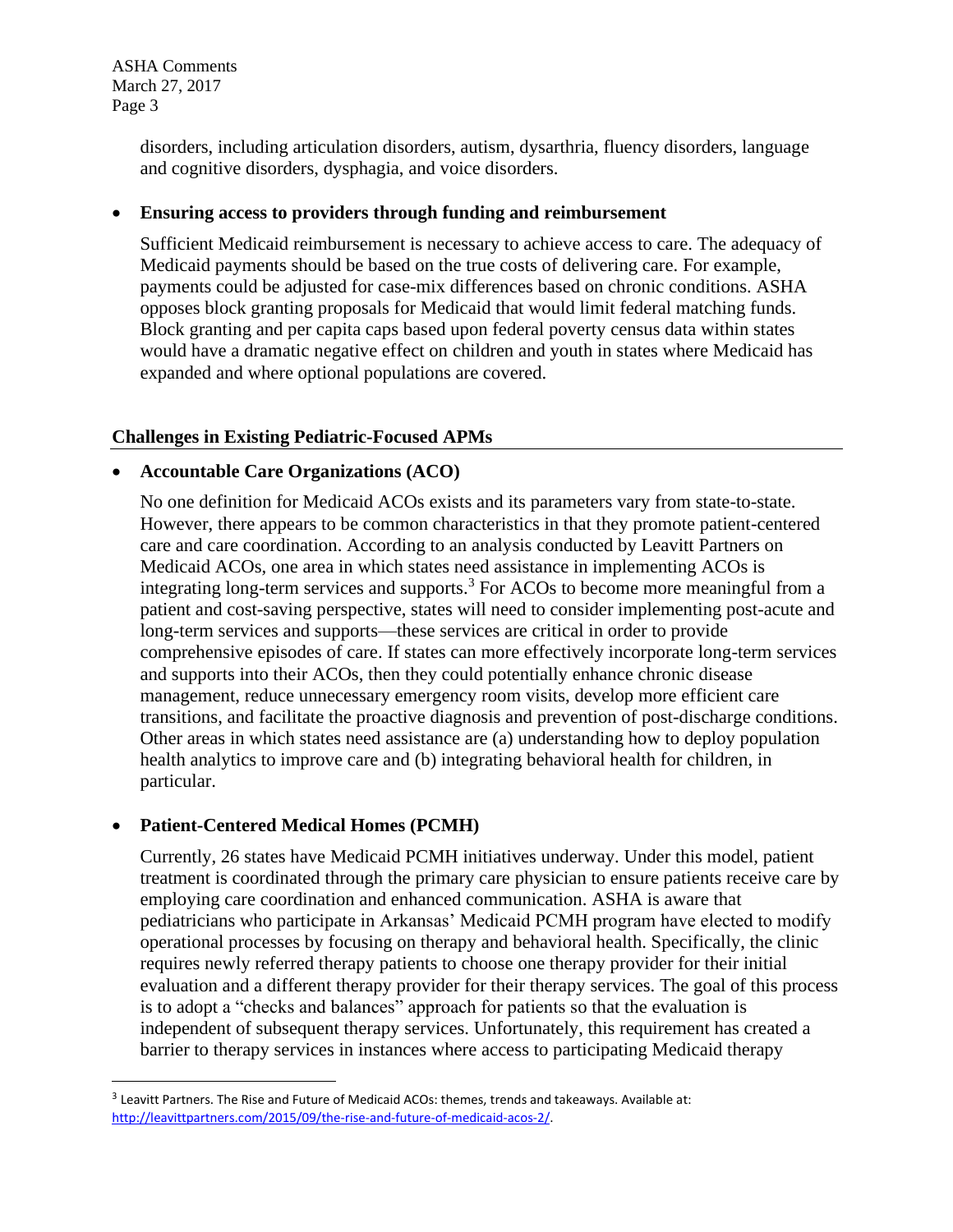disorders, including articulation disorders, autism, dysarthria, fluency disorders, language and cognitive disorders, dysphagia, and voice disorders.

- **Ensuring access to providers through funding and reimbursement**

  Sufficient Medicaid reimbursement is necessary to achieve access to care. The adequacy of Medicaid payments should be based on the true costs of delivering care. For example, payments could be adjusted for case-mix differences based on chronic conditions. ASHA opposes block granting proposals for Medicaid that would limit federal matching funds. Block granting and per capita caps based upon federal poverty census data within states would have a dramatic negative effect on children and youth in states where Medicaid has expanded and where optional populations are covered.

## Challenges in Existing Pediatric-Focused APMs

- **Accountable Care Organizations (ACO)**

  No one definition for Medicaid ACOs exists and its parameters vary from state-to-state. However, there appears to be common characteristics in that they promote patient-centered care and care coordination. According to an analysis conducted by Leavitt Partners on Medicaid ACOs, one area in which states need assistance in implementing ACOs is integrating long-term services and supports.[3] For ACOs to become more meaningful from a patient and cost-saving perspective, states will need to consider implementing post-acute and long-term services and supports—these services are critical in order to provide comprehensive episodes of care. If states can more effectively incorporate long-term services and supports into their ACOs, then they could potentially enhance chronic disease management, reduce unnecessary emergency room visits, develop more efficient care transitions, and facilitate the proactive diagnosis and prevention of post-discharge conditions. Other areas in which states need assistance are (a) understanding how to deploy population health analytics to improve care and (b) integrating behavioral health for children, in particular.

- **Patient-Centered Medical Homes (PCMH)**

  Currently, 26 states have Medicaid PCMH initiatives underway. Under this model, patient treatment is coordinated through the primary care physician to ensure patients receive care by employing care coordination and enhanced communication. ASHA is aware that pediatricians who participate in Arkansas' Medicaid PCMH program have elected to modify operational processes by focusing on therapy and behavioral health. Specifically, the clinic requires newly referred therapy patients to choose one therapy provider for their initial evaluation and a different therapy provider for their therapy services. The goal of this process is to adopt a "checks and balances" approach for patients so that the evaluation is independent of subsequent therapy services. Unfortunately, this requirement has created a barrier to therapy services in instances where access to participating Medicaid therapy

---

[3] Leavitt Partners. The Rise and Future of Medicaid ACOs: themes, trends and takeaways. Available at: http://leavittpartners.com/2015/09/the-rise-and-future-of-medicaid-acos-2/.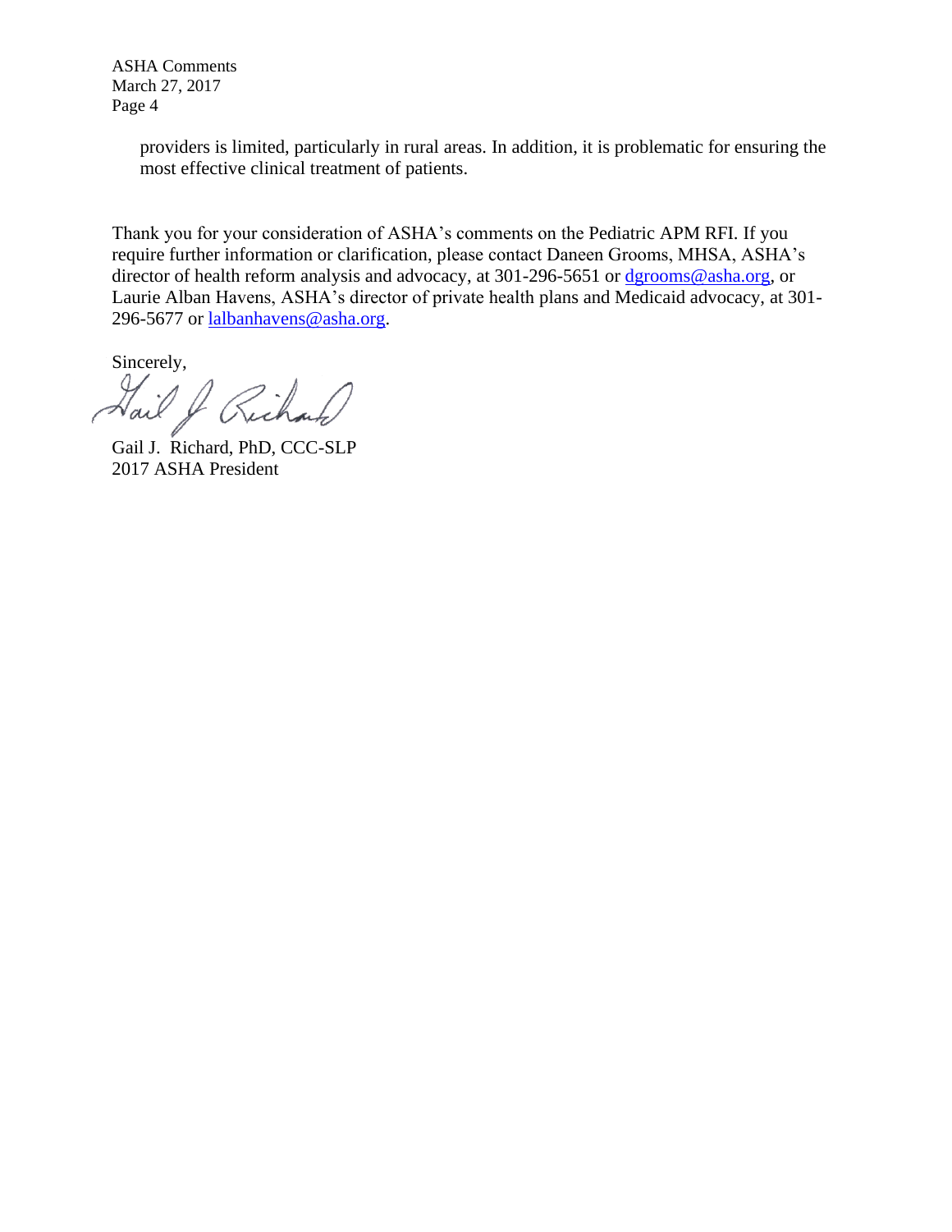providers is limited, particularly in rural areas. In addition, it is problematic for ensuring the most effective clinical treatment of patients.

Thank you for your consideration of ASHA's comments on the Pediatric APM RFI. If you require further information or clarification, please contact Daneen Grooms, MHSA, ASHA's director of health reform analysis and advocacy, at 301-296-5651 or dgrooms@asha.org, or Laurie Alban Havens, ASHA's director of private health plans and Medicaid advocacy, at 301-296-5677 or lalbanhavens@asha.org.

Sincerely,

Gail J. Richard, PhD, CCC-SLP
2017 ASHA President